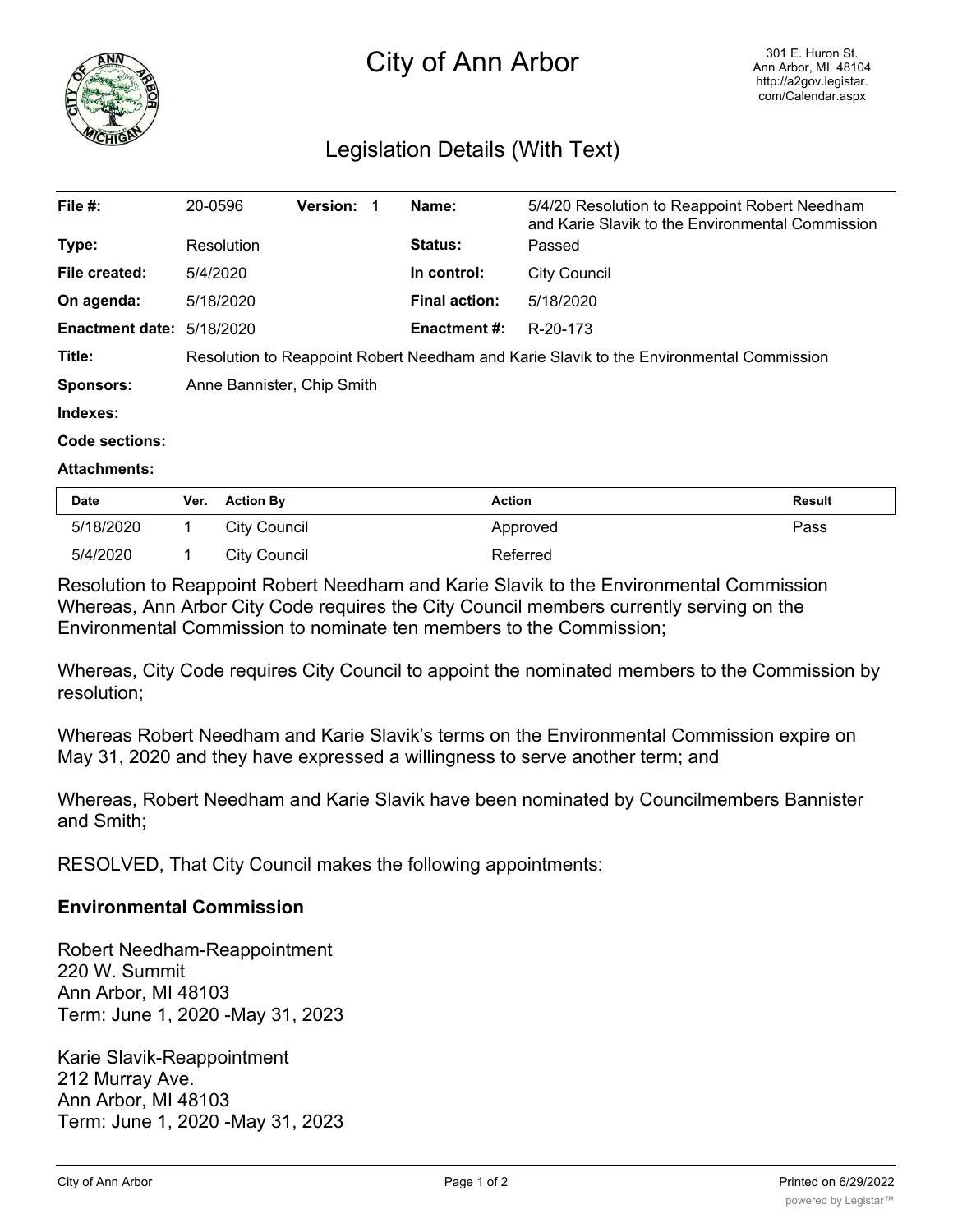# City of Ann Arbor

301 E. Huron St.
Ann Arbor, MI 48104
http://a2gov.legistar.com/Calendar.aspx

## Legislation Details (With Text)

| | | | |
|---|---|---|---|
| **File #:** | 20-0596 **Version:** 1 | **Name:** | 5/4/20 Resolution to Reappoint Robert Needham and Karie Slavik to the Environmental Commission |
| **Type:** | Resolution | **Status:** | Passed |
| **File created:** | 5/4/2020 | **In control:** | City Council |
| **On agenda:** | 5/18/2020 | **Final action:** | 5/18/2020 |
| **Enactment date:** | 5/18/2020 | **Enactment #:** | R-20-173 |

**Title:** Resolution to Reappoint Robert Needham and Karie Slavik to the Environmental Commission

**Sponsors:** Anne Bannister, Chip Smith

**Indexes:**

**Code sections:**

**Attachments:**

| Date | Ver. | Action By | Action | Result |
|---|---|---|---|---|
| 5/18/2020 | 1 | City Council | Approved | Pass |
| 5/4/2020 | 1 | City Council | Referred | |

Resolution to Reappoint Robert Needham and Karie Slavik to the Environmental Commission
Whereas, Ann Arbor City Code requires the City Council members currently serving on the Environmental Commission to nominate ten members to the Commission;

Whereas, City Code requires City Council to appoint the nominated members to the Commission by resolution;

Whereas Robert Needham and Karie Slavik's terms on the Environmental Commission expire on May 31, 2020 and they have expressed a willingness to serve another term; and

Whereas, Robert Needham and Karie Slavik have been nominated by Councilmembers Bannister and Smith;

RESOLVED, That City Council makes the following appointments:

**Environmental Commission**

Robert Needham-Reappointment
220 W. Summit
Ann Arbor, MI 48103
Term: June 1, 2020 -May 31, 2023

Karie Slavik-Reappointment
212 Murray Ave.
Ann Arbor, MI 48103
Term: June 1, 2020 -May 31, 2023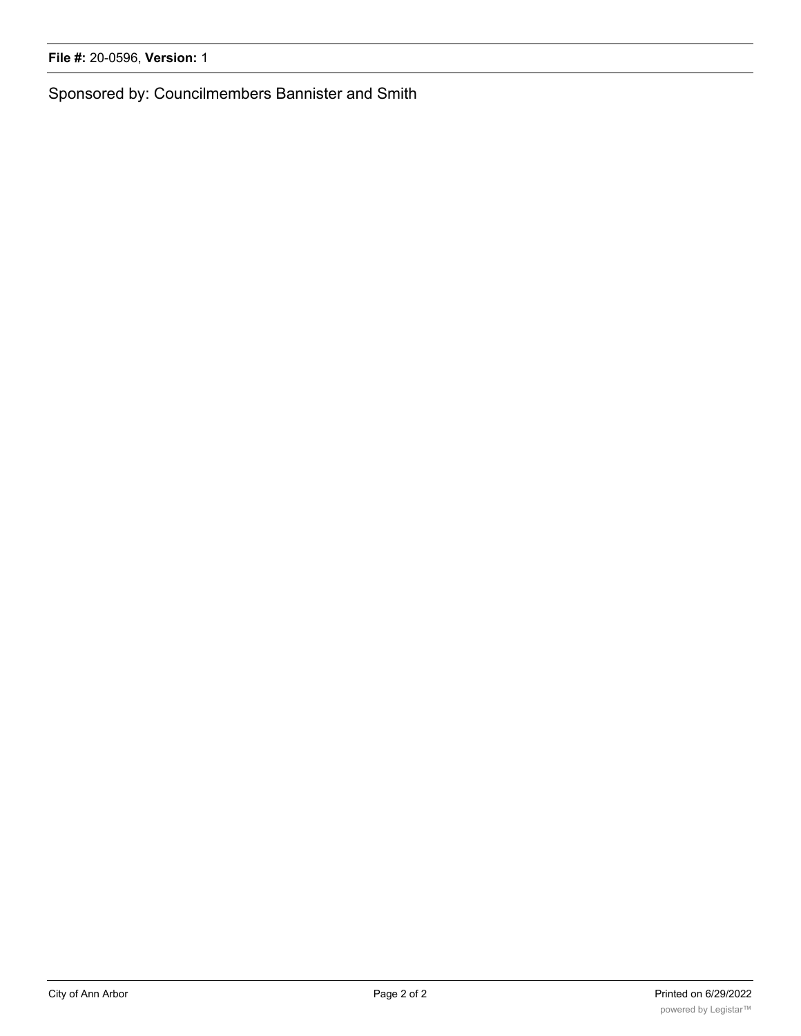Sponsored by: Councilmembers Bannister and Smith